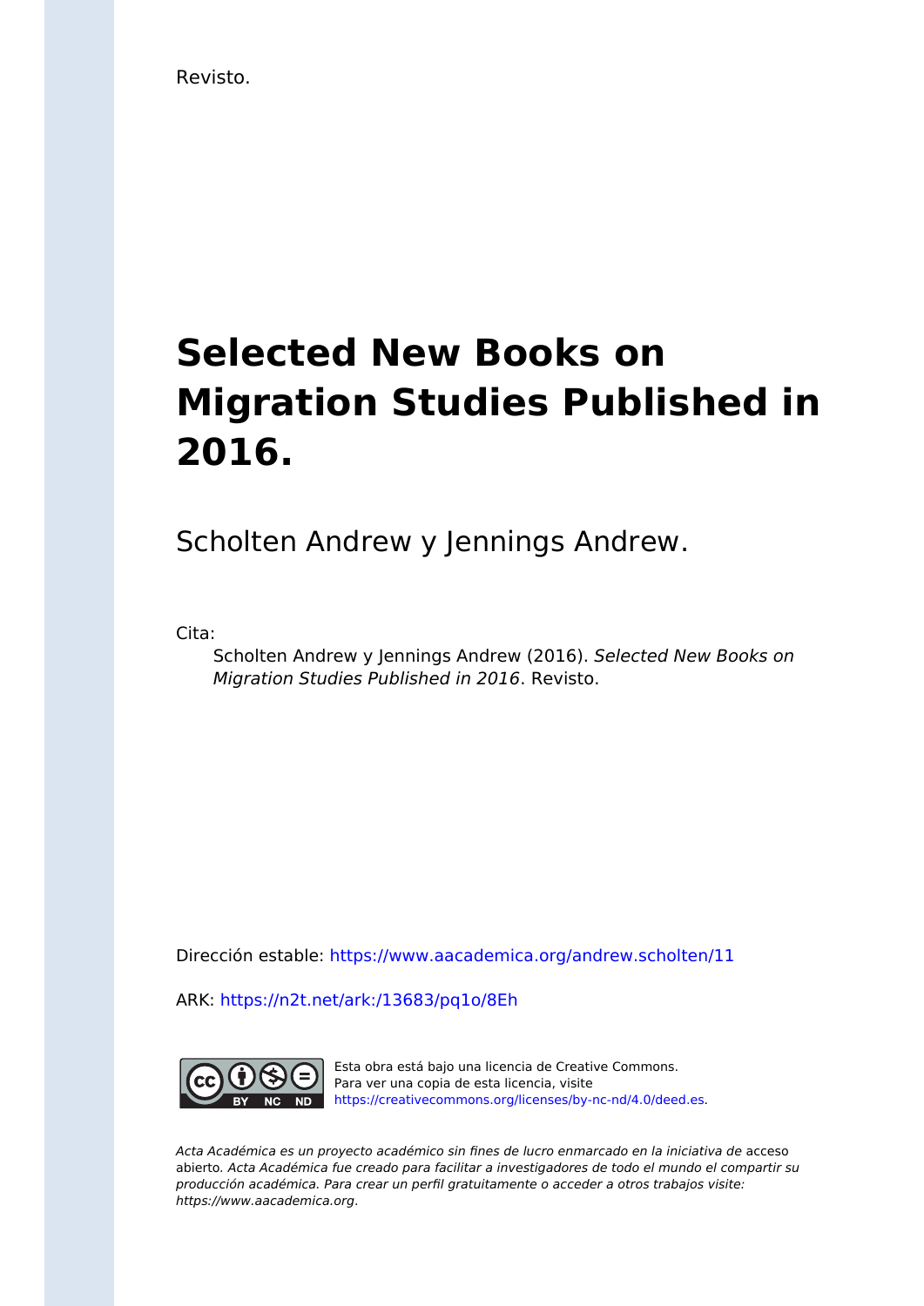Revisto.

# Selected New Books on Migration Studies Published in 2016.

Scholten Andrew y Jennings Andrew.

Cita:

Scholten Andrew y Jennings Andrew (2016). *Selected New Books on Migration Studies Published in 2016*. Revisto.

Dirección estable: https://www.aacademica.org/andrew.scholten/11

ARK: https://n2t.net/ark:/13683/pq1o/8Eh

Esta obra está bajo una licencia de Creative Commons.
Para ver una copia de esta licencia, visite
https://creativecommons.org/licenses/by-nc-nd/4.0/deed.es.

*Acta Académica es un proyecto académico sin fines de lucro enmarcado en la iniciativa de* acceso abierto. *Acta Académica fue creado para facilitar a investigadores de todo el mundo el compartir su producción académica. Para crear un perfil gratuitamente o acceder a otros trabajos visite: https://www.aacademica.org.*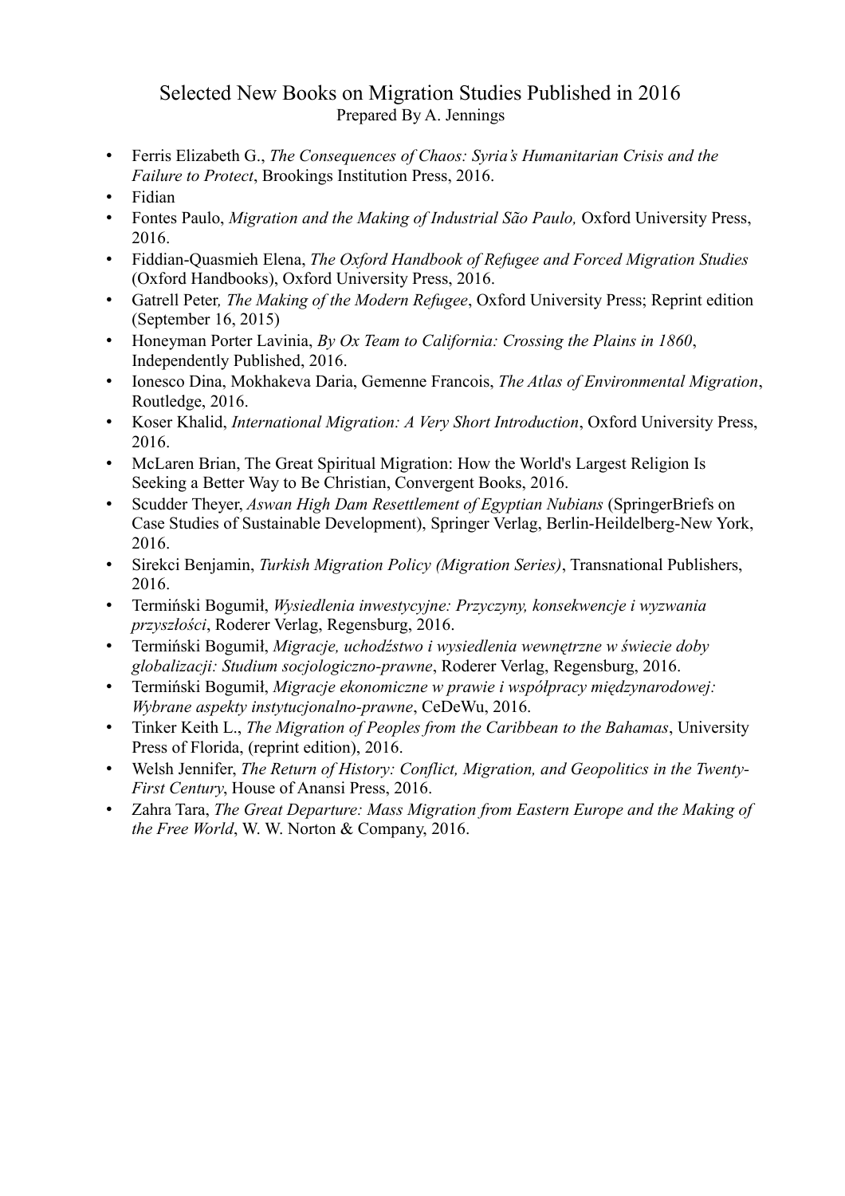# Selected New Books on Migration Studies Published in 2016

Prepared By A. Jennings

- Ferris Elizabeth G., *The Consequences of Chaos: Syria's Humanitarian Crisis and the Failure to Protect*, Brookings Institution Press, 2016.
- Fidian
- Fontes Paulo, *Migration and the Making of Industrial São Paulo,* Oxford University Press, 2016.
- Fiddian-Quasmieh Elena, *The Oxford Handbook of Refugee and Forced Migration Studies* (Oxford Handbooks), Oxford University Press, 2016.
- Gatrell Peter*, The Making of the Modern Refugee*, Oxford University Press; Reprint edition (September 16, 2015)
- Honeyman Porter Lavinia, *By Ox Team to California: Crossing the Plains in 1860*, Independently Published, 2016.
- Ionesco Dina, Mokhakeva Daria, Gemenne Francois, *The Atlas of Environmental Migration*, Routledge, 2016.
- Koser Khalid, *International Migration: A Very Short Introduction*, Oxford University Press, 2016.
- McLaren Brian, The Great Spiritual Migration: How the World's Largest Religion Is Seeking a Better Way to Be Christian, Convergent Books, 2016.
- Scudder Theyer, *Aswan High Dam Resettlement of Egyptian Nubians* (SpringerBriefs on Case Studies of Sustainable Development), Springer Verlag, Berlin-Heildelberg-New York, 2016.
- Sirekci Benjamin, *Turkish Migration Policy (Migration Series)*, Transnational Publishers, 2016.
- Termiński Bogumił, *Wysiedlenia inwestycyjne: Przyczyny, konsekwencje i wyzwania przyszłości*, Roderer Verlag, Regensburg, 2016.
- Termiński Bogumił, *Migracje, uchodźstwo i wysiedlenia wewnętrzne w świecie doby globalizacji: Studium socjologiczno-prawne*, Roderer Verlag, Regensburg, 2016.
- Termiński Bogumił, *Migracje ekonomiczne w prawie i współpracy międzynarodowej: Wybrane aspekty instytucjonalno-prawne*, CeDeWu, 2016.
- Tinker Keith L., *The Migration of Peoples from the Caribbean to the Bahamas*, University Press of Florida, (reprint edition), 2016.
- Welsh Jennifer, *The Return of History: Conflict, Migration, and Geopolitics in the Twenty-First Century*, House of Anansi Press, 2016.
- Zahra Tara, *The Great Departure: Mass Migration from Eastern Europe and the Making of the Free World*, W. W. Norton & Company, 2016.